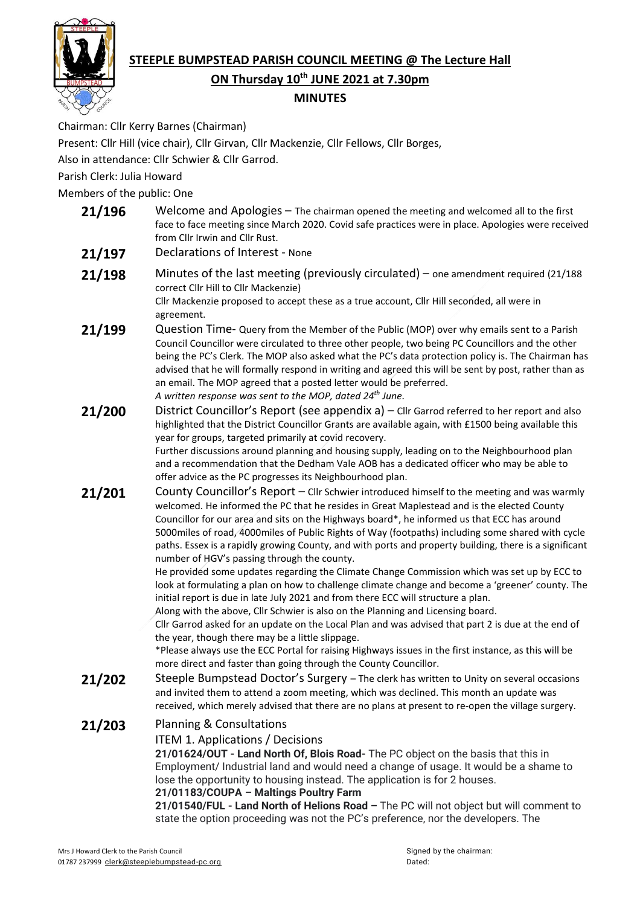# STEEPLE BUMPSTEAD PARISH COUNCIL MEETING @ The Lecture Hall

## ON Thursday 10th JUNE 2021 at 7.30pm

## MINUTES

Chairman: Cllr Kerry Barnes (Chairman)

Present: Cllr Hill (vice chair), Cllr Girvan, Cllr Mackenzie, Cllr Fellows, Cllr Borges,

Also in attendance: Cllr Schwier & Cllr Garrod.

Parish Clerk: Julia Howard

Members of the public: One

**21/196** Welcome and Apologies – The chairman opened the meeting and welcomed all to the first face to face meeting since March 2020. Covid safe practices were in place. Apologies were received from Cllr Irwin and Cllr Rust.

**21/197** Declarations of Interest - None

**21/198** Minutes of the last meeting (previously circulated) – one amendment required (21/188 correct Cllr Hill to Cllr Mackenzie)
Cllr Mackenzie proposed to accept these as a true account, Cllr Hill seconded, all were in agreement.

**21/199** Question Time- Query from the Member of the Public (MOP) over why emails sent to a Parish Council Councillor were circulated to three other people, two being PC Councillors and the other being the PC's Clerk. The MOP also asked what the PC's data protection policy is. The Chairman has advised that he will formally respond in writing and agreed this will be sent by post, rather than as an email. The MOP agreed that a posted letter would be preferred.
*A written response was sent to the MOP, dated 24th June.*

**21/200** District Councillor's Report (see appendix a) – Cllr Garrod referred to her report and also highlighted that the District Councillor Grants are available again, with £1500 being available this year for groups, targeted primarily at covid recovery.
Further discussions around planning and housing supply, leading on to the Neighbourhood plan and a recommendation that the Dedham Vale AOB has a dedicated officer who may be able to offer advice as the PC progresses its Neighbourhood plan.

**21/201** County Councillor's Report – Cllr Schwier introduced himself to the meeting and was warmly welcomed. He informed the PC that he resides in Great Maplestead and is the elected County Councillor for our area and sits on the Highways board*, he informed us that ECC has around 5000miles of road, 4000miles of Public Rights of Way (footpaths) including some shared with cycle paths. Essex is a rapidly growing County, and with ports and property building, there is a significant number of HGV's passing through the county.
He provided some updates regarding the Climate Change Commission which was set up by ECC to look at formulating a plan on how to challenge climate change and become a 'greener' county. The initial report is due in late July 2021 and from there ECC will structure a plan.
Along with the above, Cllr Schwier is also on the Planning and Licensing board.
Cllr Garrod asked for an update on the Local Plan and was advised that part 2 is due at the end of the year, though there may be a little slippage.
*Please always use the ECC Portal for raising Highways issues in the first instance, as this will be more direct and faster than going through the County Councillor.

**21/202** Steeple Bumpstead Doctor's Surgery – The clerk has written to Unity on several occasions and invited them to attend a zoom meeting, which was declined. This month an update was received, which merely advised that there are no plans at present to re-open the village surgery.

**21/203** Planning & Consultations

ITEM 1. Applications / Decisions

**21/01624/OUT - Land North Of, Blois Road-** The PC object on the basis that this in Employment/ Industrial land and would need a change of usage. It would be a shame to lose the opportunity to housing instead. The application is for 2 houses.

**21/01183/COUPA – Maltings Poultry Farm**

**21/01540/FUL - Land North of Helions Road –** The PC will not object but will comment to state the option proceeding was not the PC's preference, nor the developers. The

Mrs J Howard Clerk to the Parish Council
01787 237999 clerk@steeplebumpstead-pc.org

Signed by the chairman:
Dated: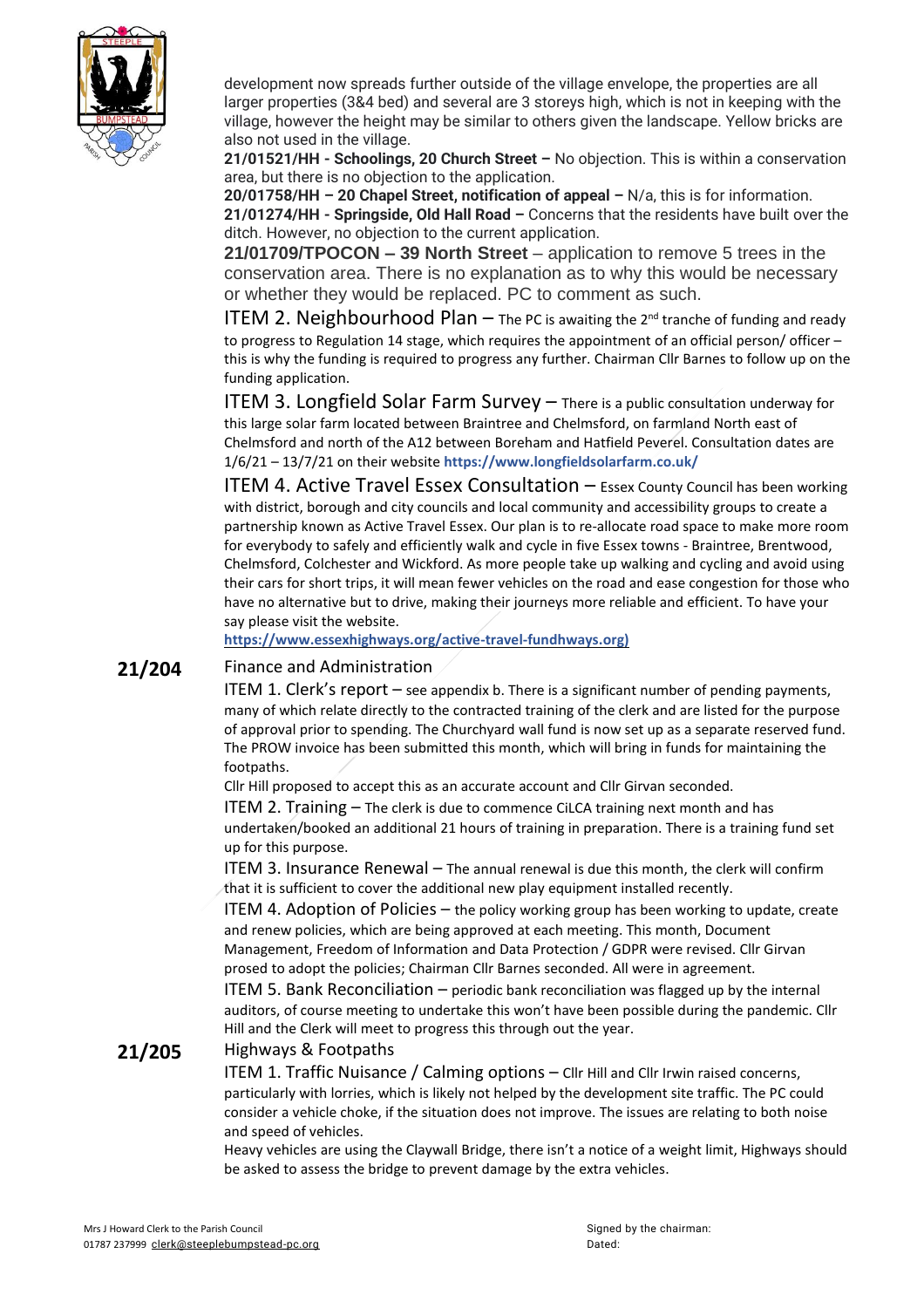development now spreads further outside of the village envelope, the properties are all larger properties (3&4 bed) and several are 3 storeys high, which is not in keeping with the village, however the height may be similar to others given the landscape. Yellow bricks are also not used in the village.

**21/01521/HH - Schoolings, 20 Church Street –** No objection. This is within a conservation area, but there is no objection to the application.

**20/01758/HH – 20 Chapel Street, notification of appeal –** N/a, this is for information.

**21/01274/HH - Springside, Old Hall Road –** Concerns that the residents have built over the ditch. However, no objection to the current application.

**21/01709/TPOCON – 39 North Street** – application to remove 5 trees in the conservation area. There is no explanation as to why this would be necessary or whether they would be replaced. PC to comment as such.

ITEM 2. Neighbourhood Plan – The PC is awaiting the 2nd tranche of funding and ready to progress to Regulation 14 stage, which requires the appointment of an official person/ officer – this is why the funding is required to progress any further. Chairman Cllr Barnes to follow up on the funding application.

ITEM 3. Longfield Solar Farm Survey – There is a public consultation underway for this large solar farm located between Braintree and Chelmsford, on farmland North east of Chelmsford and north of the A12 between Boreham and Hatfield Peverel. Consultation dates are 1/6/21 – 13/7/21 on their website **https://www.longfieldsolarfarm.co.uk/**

ITEM 4. Active Travel Essex Consultation – Essex County Council has been working with district, borough and city councils and local community and accessibility groups to create a partnership known as Active Travel Essex. Our plan is to re-allocate road space to make more room for everybody to safely and efficiently walk and cycle in five Essex towns - Braintree, Brentwood, Chelmsford, Colchester and Wickford. As more people take up walking and cycling and avoid using their cars for short trips, it will mean fewer vehicles on the road and ease congestion for those who have no alternative but to drive, making their journeys more reliable and efficient. To have your say please visit the website.

**https://www.essexhighways.org/active-travel-fundhways.org)**

## 21/204 Finance and Administration

ITEM 1. Clerk's report – see appendix b. There is a significant number of pending payments, many of which relate directly to the contracted training of the clerk and are listed for the purpose of approval prior to spending. The Churchyard wall fund is now set up as a separate reserved fund. The PROW invoice has been submitted this month, which will bring in funds for maintaining the footpaths.

Cllr Hill proposed to accept this as an accurate account and Cllr Girvan seconded.

ITEM 2. Training – The clerk is due to commence CiLCA training next month and has undertaken/booked an additional 21 hours of training in preparation. There is a training fund set up for this purpose.

ITEM 3. Insurance Renewal – The annual renewal is due this month, the clerk will confirm that it is sufficient to cover the additional new play equipment installed recently.

ITEM 4. Adoption of Policies – the policy working group has been working to update, create and renew policies, which are being approved at each meeting. This month, Document Management, Freedom of Information and Data Protection / GDPR were revised. Cllr Girvan prosed to adopt the policies; Chairman Cllr Barnes seconded. All were in agreement.

ITEM 5. Bank Reconciliation – periodic bank reconciliation was flagged up by the internal auditors, of course meeting to undertake this won't have been possible during the pandemic. Cllr Hill and the Clerk will meet to progress this through out the year.

## 21/205 Highways & Footpaths

ITEM 1. Traffic Nuisance / Calming options – Cllr Hill and Cllr Irwin raised concerns, particularly with lorries, which is likely not helped by the development site traffic. The PC could consider a vehicle choke, if the situation does not improve. The issues are relating to both noise and speed of vehicles.

Heavy vehicles are using the Claywall Bridge, there isn't a notice of a weight limit, Highways should be asked to assess the bridge to prevent damage by the extra vehicles.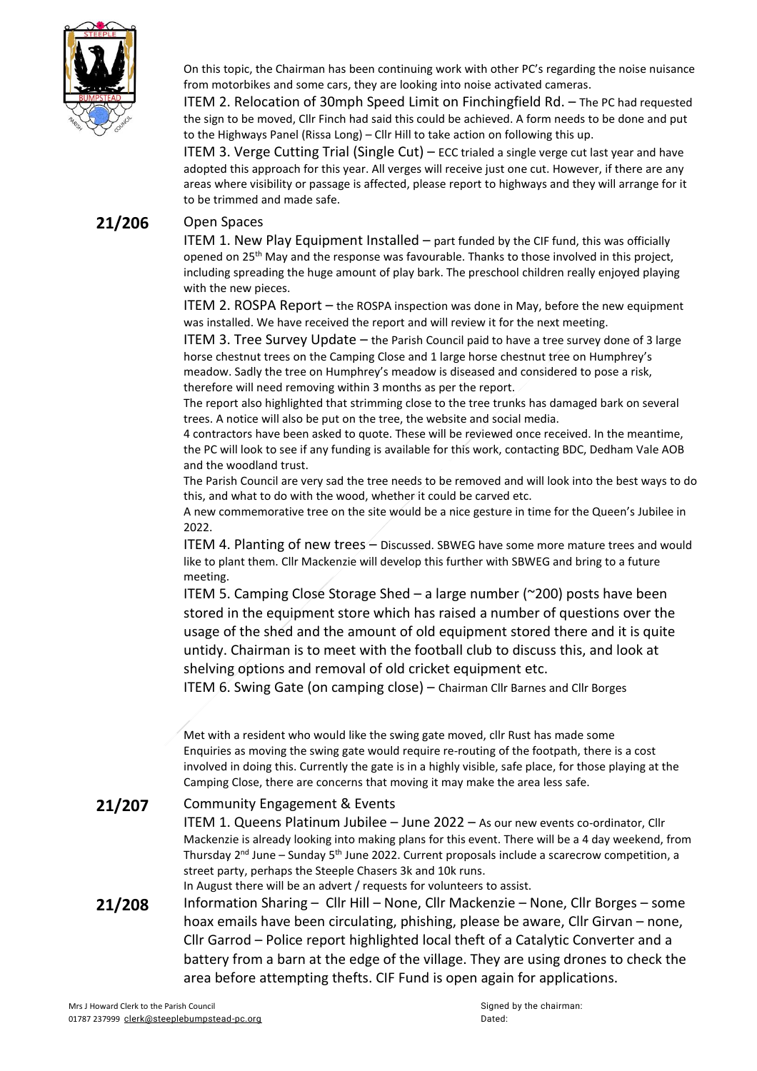On this topic, the Chairman has been continuing work with other PC's regarding the noise nuisance from motorbikes and some cars, they are looking into noise activated cameras.

ITEM 2. Relocation of 30mph Speed Limit on Finchingfield Rd. – The PC had requested the sign to be moved, Cllr Finch had said this could be achieved. A form needs to be done and put to the Highways Panel (Rissa Long) – Cllr Hill to take action on following this up.

ITEM 3. Verge Cutting Trial (Single Cut) – ECC trialed a single verge cut last year and have adopted this approach for this year. All verges will receive just one cut. However, if there are any areas where visibility or passage is affected, please report to highways and they will arrange for it to be trimmed and made safe.

**21/206** Open Spaces

ITEM 1. New Play Equipment Installed – part funded by the CIF fund, this was officially opened on 25th May and the response was favourable. Thanks to those involved in this project, including spreading the huge amount of play bark. The preschool children really enjoyed playing with the new pieces.

ITEM 2. ROSPA Report – the ROSPA inspection was done in May, before the new equipment was installed. We have received the report and will review it for the next meeting.

ITEM 3. Tree Survey Update – the Parish Council paid to have a tree survey done of 3 large horse chestnut trees on the Camping Close and 1 large horse chestnut tree on Humphrey's meadow. Sadly the tree on Humphrey's meadow is diseased and considered to pose a risk, therefore will need removing within 3 months as per the report.

The report also highlighted that strimming close to the tree trunks has damaged bark on several trees. A notice will also be put on the tree, the website and social media.

4 contractors have been asked to quote. These will be reviewed once received. In the meantime, the PC will look to see if any funding is available for this work, contacting BDC, Dedham Vale AOB and the woodland trust.

The Parish Council are very sad the tree needs to be removed and will look into the best ways to do this, and what to do with the wood, whether it could be carved etc.

A new commemorative tree on the site would be a nice gesture in time for the Queen's Jubilee in 2022.

ITEM 4. Planting of new trees – Discussed. SBWEG have some more mature trees and would like to plant them. Cllr Mackenzie will develop this further with SBWEG and bring to a future meeting.

ITEM 5. Camping Close Storage Shed – a large number (~200) posts have been stored in the equipment store which has raised a number of questions over the usage of the shed and the amount of old equipment stored there and it is quite untidy. Chairman is to meet with the football club to discuss this, and look at shelving options and removal of old cricket equipment etc.

ITEM 6. Swing Gate (on camping close) – Chairman Cllr Barnes and Cllr Borges

Met with a resident who would like the swing gate moved, cllr Rust has made some Enquiries as moving the swing gate would require re-routing of the footpath, there is a cost involved in doing this. Currently the gate is in a highly visible, safe place, for those playing at the Camping Close, there are concerns that moving it may make the area less safe.

**21/207** Community Engagement & Events

ITEM 1. Queens Platinum Jubilee – June 2022 – As our new events co-ordinator, Cllr Mackenzie is already looking into making plans for this event. There will be a 4 day weekend, from Thursday 2nd June – Sunday 5th June 2022. Current proposals include a scarecrow competition, a street party, perhaps the Steeple Chasers 3k and 10k runs.

In August there will be an advert / requests for volunteers to assist.

**21/208** Information Sharing – Cllr Hill – None, Cllr Mackenzie – None, Cllr Borges – some hoax emails have been circulating, phishing, please be aware, Cllr Girvan – none, Cllr Garrod – Police report highlighted local theft of a Catalytic Converter and a battery from a barn at the edge of the village. They are using drones to check the area before attempting thefts. CIF Fund is open again for applications.

Mrs J Howard Clerk to the Parish Council
01787 237999 clerk@steeplebumpstead-pc.org

Signed by the chairman:
Dated: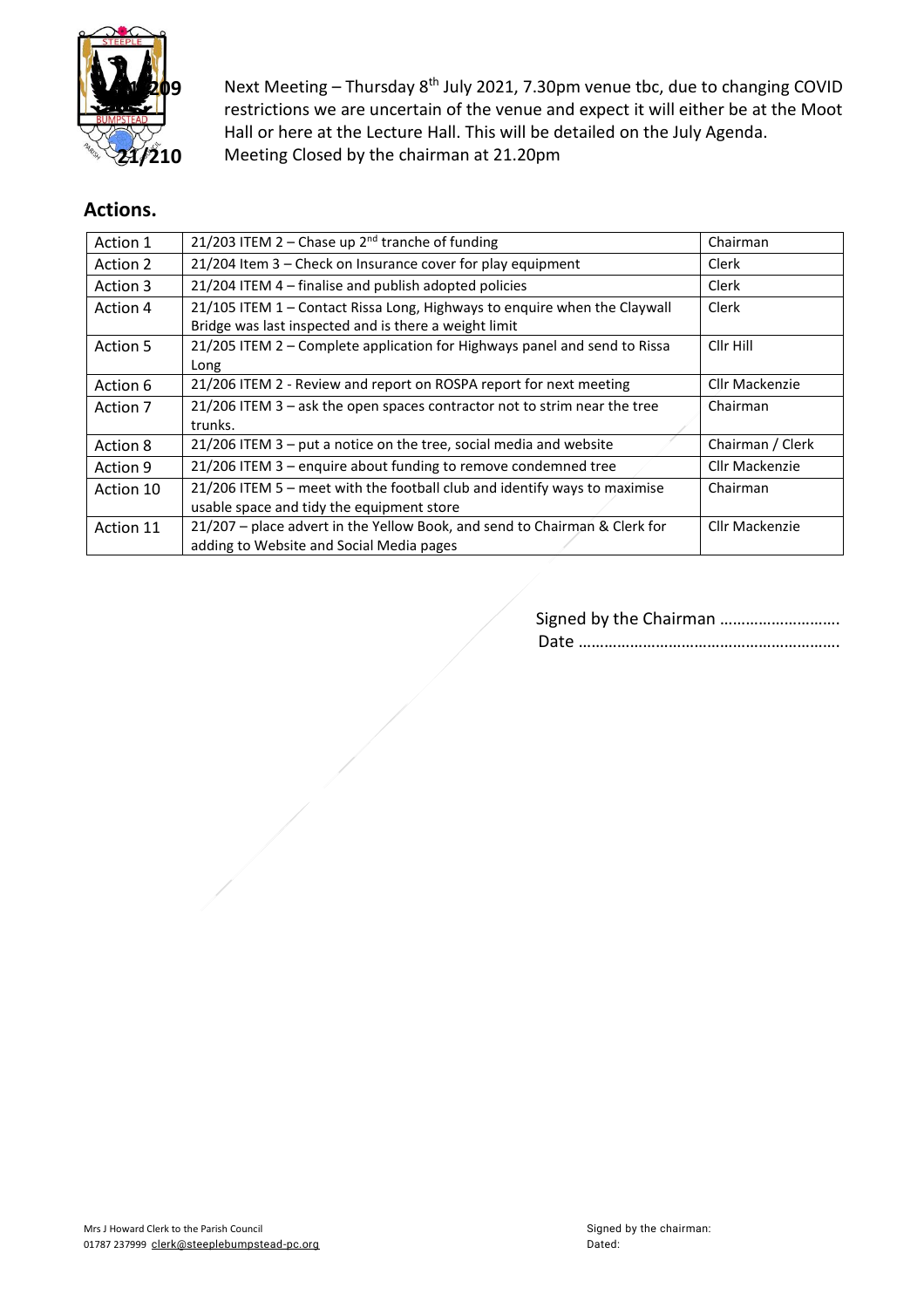21/209 Next Meeting – Thursday 8th July 2021, 7.30pm venue tbc, due to changing COVID restrictions we are uncertain of the venue and expect it will either be at the Moot Hall or here at the Lecture Hall. This will be detailed on the July Agenda.

21/210 Meeting Closed by the chairman at 21.20pm

## Actions.

| Action 1 | 21/203 ITEM 2 – Chase up 2nd tranche of funding | Chairman |
|---|---|---|
| Action 2 | 21/204 Item 3 – Check on Insurance cover for play equipment | Clerk |
| Action 3 | 21/204 ITEM 4 – finalise and publish adopted policies | Clerk |
| Action 4 | 21/105 ITEM 1 – Contact Rissa Long, Highways to enquire when the Claywall Bridge was last inspected and is there a weight limit | Clerk |
| Action 5 | 21/205 ITEM 2 – Complete application for Highways panel and send to Rissa Long | Cllr Hill |
| Action 6 | 21/206 ITEM 2 - Review and report on ROSPA report for next meeting | Cllr Mackenzie |
| Action 7 | 21/206 ITEM 3 – ask the open spaces contractor not to strim near the tree trunks. | Chairman |
| Action 8 | 21/206 ITEM 3 – put a notice on the tree, social media and website | Chairman / Clerk |
| Action 9 | 21/206 ITEM 3 – enquire about funding to remove condemned tree | Cllr Mackenzie |
| Action 10 | 21/206 ITEM 5 – meet with the football club and identify ways to maximise usable space and tidy the equipment store | Chairman |
| Action 11 | 21/207 – place advert in the Yellow Book, and send to Chairman & Clerk for adding to Website and Social Media pages | Cllr Mackenzie |

Signed by the Chairman ……………………….

Date …………………………………………………….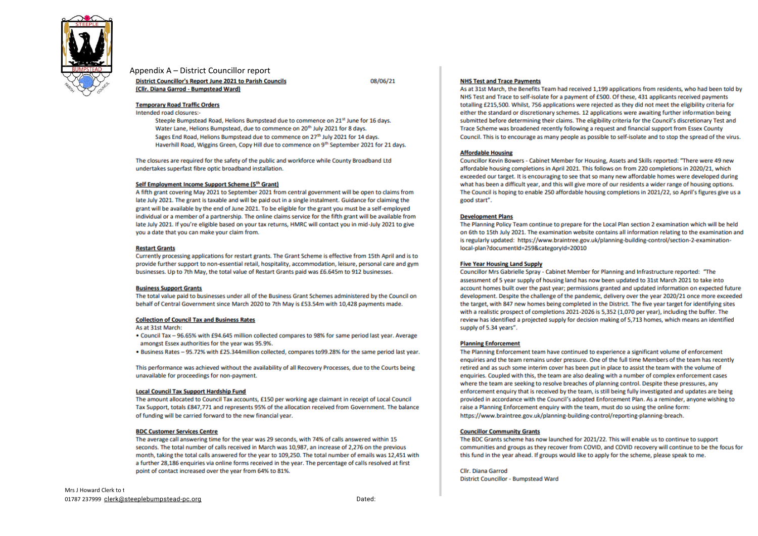Appendix A – District Councillor report

**District Councillor's Report June 2021 to Parish Councils** 08/06/21
**(Cllr. Diana Garrod - Bumpstead Ward)**

**Temporary Road Traffic Orders**

Intended road closures:-

- Steeple Bumpstead Road, Helions Bumpstead due to commence on 21st June for 16 days.
- Water Lane, Helions Bumpstead, due to commence on 20th July 2021 for 8 days.
- Sages End Road, Helions Bumpstead due to commence on 27th July 2021 for 14 days.
- Haverhill Road, Wiggins Green, Copy Hill due to commence on 9th September 2021 for 21 days.

The closures are required for the safety of the public and workforce while County Broadband Ltd undertakes superfast fibre optic broadband installation.

**Self Employment Income Support Scheme (5th Grant)**

A fifth grant covering May 2021 to September 2021 from central government will be open to claims from late July 2021. The grant is taxable and will be paid out in a single instalment. Guidance for claiming the grant will be available by the end of June 2021. To be eligible for the grant you must be a self-employed individual or a member of a partnership. The online claims service for the fifth grant will be available from late July 2021. If you're eligible based on your tax returns, HMRC will contact you in mid-July 2021 to give you a date that you can make your claim from.

**Restart Grants**

Currently processing applications for restart grants. The Grant Scheme is effective from 15th April and is to provide further support to non-essential retail, hospitality, accommodation, leisure, personal care and gym businesses. Up to 7th May, the total value of Restart Grants paid was £6.645m to 912 businesses.

**Business Support Grants**

The total value paid to businesses under all of the Business Grant Schemes administered by the Council on behalf of Central Government since March 2020 to 7th May is £53.54m with 10,428 payments made.

**Collection of Council Tax and Business Rates**

As at 31st March:

- Council Tax – 96.65% with £94.645 million collected compares to 98% for same period last year. Average amongst Essex authorities for the year was 95.9%.
- Business Rates – 95.72% with £25.344million collected, compares to99.28% for the same period last year.

This performance was achieved without the availability of all Recovery Processes, due to the Courts being unavailable for proceedings for non-payment.

**Local Council Tax Support Hardship Fund**

The amount allocated to Council Tax accounts, £150 per working age claimant in receipt of Local Council Tax Support, totals £847,771 and represents 95% of the allocation received from Government. The balance of funding will be carried forward to the new financial year.

**BDC Customer Services Centre**

The average call answering time for the year was 29 seconds, with 74% of calls answered within 15 seconds. The total number of calls received in March was 10,987, an increase of 2,276 on the previous month, taking the total calls answered for the year to 109,250. The total number of emails was 12,451 with a further 28,186 enquiries via online forms received in the year. The percentage of calls resolved at first point of contact increased over the year from 64% to 81%.

**NHS Test and Trace Payments**

As at 31st March, the Benefits Team had received 1,199 applications from residents, who had been told by NHS Test and Trace to self-isolate for a payment of £500. Of these, 431 applicants received payments totalling £215,500. Whilst, 756 applications were rejected as they did not meet the eligibility criteria for either the standard or discretionary schemes. 12 applications were awaiting further information being submitted before determining their claims. The eligibility criteria for the Council's discretionary Test and Trace Scheme was broadened recently following a request and financial support from Essex County Council. This is to encourage as many people as possible to self-isolate and to stop the spread of the virus.

**Affordable Housing**

Councillor Kevin Bowers - Cabinet Member for Housing, Assets and Skills reported: "There were 49 new affordable housing completions in April 2021. This follows on from 220 completions in 2020/21, which exceeded our target. It is encouraging to see that so many new affordable homes were developed during what has been a difficult year, and this will give more of our residents a wider range of housing options. The Council is hoping to enable 250 affordable housing completions in 2021/22, so April's figures give us a good start".

**Development Plans**

The Planning Policy Team continue to prepare for the Local Plan section 2 examination which will be held on 6th to 15th July 2021. The examination website contains all information relating to the examination and is regularly updated: https://www.braintree.gov.uk/planning-building-control/section-2-examination-local-plan?documentId=259&categoryId=20010

**Five Year Housing Land Supply**

Councillor Mrs Gabrielle Spray - Cabinet Member for Planning and Infrastructure reported: "The assessment of 5 year supply of housing land has now been updated to 31st March 2021 to take into account homes built over the past year; permissions granted and updated information on expected future development. Despite the challenge of the pandemic, delivery over the year 2020/21 once more exceeded the target, with 847 new homes being completed in the District. The five year target for identifying sites with a realistic prospect of completions 2021-2026 is 5,352 (1,070 per year), including the buffer. The review has identified a projected supply for decision making of 5,713 homes, which means an identified supply of 5.34 years".

**Planning Enforcement**

The Planning Enforcement team have continued to experience a significant volume of enforcement enquiries and the team remains under pressure. One of the full time Members of the team has recently retired and as such some interim cover has been put in place to assist the team with the volume of enquiries. Coupled with this, the team are also dealing with a number of complex enforcement cases where the team are seeking to resolve breaches of planning control. Despite these pressures, any enforcement enquiry that is received by the team, is still being fully investigated and updates are being provided in accordance with the Council's adopted Enforcement Plan. As a reminder, anyone wishing to raise a Planning Enforcement enquiry with the team, must do so using the online form: https://www.braintree.gov.uk/planning-building-control/reporting-planning-breach.

**Councillor Community Grants**

The BDC Grants scheme has now launched for 2021/22. This will enable us to continue to support communities and groups as they recover from COVID, and COVID recovery will continue to be the focus for this fund in the year ahead. If groups would like to apply for the scheme, please speak to me.

Cllr. Diana Garrod
District Councillor - Bumpstead Ward

Mrs J Howard Clerk to t
01787 237999 clerk@steeplebumpstead-pc.org Dated: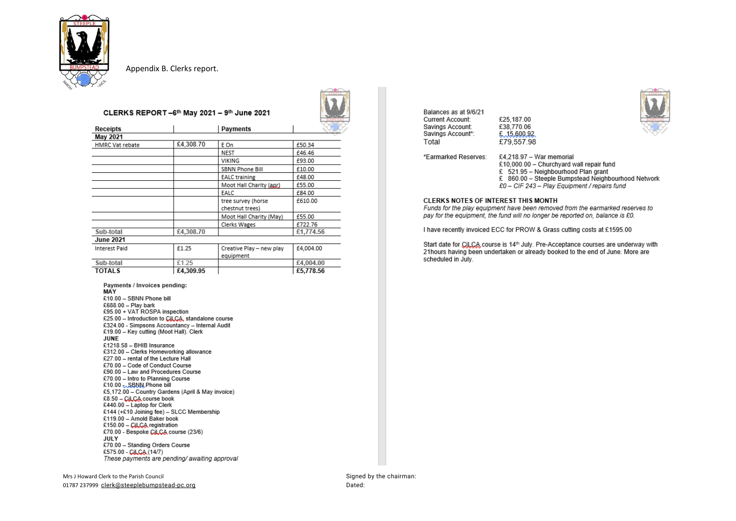Appendix B. Clerks report.

## CLERKS REPORT –6th May 2021 – 9th June 2021

| Receipts | | Payments | |
|---|---|---|---|
| **May 2021** | | | |
| HMRC Vat rebate | £4,308.70 | E On | £50.34 |
| | | NEST | £46.46 |
| | | VIKING | £93.00 |
| | | SBNN Phone Bill | £10.00 |
| | | EALC training | £48.00 |
| | | Moot Hall Charity (apr) | £55.00 |
| | | EALC | £84.00 |
| | | tree survey (horse chestnut trees) | £610.00 |
| | | Moot Hall Charity (May) | £55.00 |
| | | Clerks Wages | £722.76 |
| Sub-total | £4,308.70 | | £1,774.56 |
| **June 2021** | | | |
| Interest Paid | £1.25 | Creative Play – new play equipment | £4,004.00 |
| Sub-total | £1.25 | | £4,004.00 |
| **TOTALS** | **£4,309.95** | | **£5,778.56** |

**Payments / Invoices pending:**

**MAY**
£10.00 – SBNN Phone bill
£688.00 – Play bark
£95.00 + VAT ROSPA inspection
£25.00 – Introduction to CiLCA standalone course
£324.00 - Simpsons Accountancy – Internal Audit
£19.00 – Key cutting (Moot Hall). Clerk

**JUNE**
£1218.58 – BHIB Insurance
£312.00 – Clerks Homeworking allowance
£27.00 – rental of the Lecture Hall
£70.00 – Code of Conduct Course
£90.00 – Law and Procedures Course
£70.00 – Intro to Planning Course
£10.00 – SBNN Phone bill
£5,172.00 – Country Gardens (April & May invoice)
£8.50 – CiLCA course book
£440.00 – Laptop for Clerk
£144 (+£10 Joining fee) – SLCC Membership
£119.00 – Arnold Baker book
£150.00 – CiLCA registration
£70.00 - Bespoke CiLCA course (23/6)

**JULY**
£70.00 – Standing Orders Course
£575.00 - CiLCA (14/7)

*These payments are pending/ awaiting approval*

| Balances as at 9/6/21 | |
|---|---|
| Current Account: | £25,187.00 |
| Savings Account: | £38,770.06 |
| Savings Account*: | £ 15,600.92 |
| Total | £79,557.98 |

*Earmarked Reserves:
£4,218.97 – War memorial
£10,000.00 – Churchyard wall repair fund
£ 521.95 – Neighbourhood Plan grant
£ 860.00 – Steeple Bumpstead Neighbourhood Network
*£0 – CIF 243 – Play Equipment / repairs fund*

**CLERKS NOTES OF INTEREST THIS MONTH**

*Funds for the play equipment have been removed from the earmarked reserves to pay for the equipment, the fund will no longer be reported on, balance is £0.*

I have recently invoiced ECC for PROW & Grass cutting costs at £1595.00

Start date for CiLCA course is 14th July. Pre-Acceptance courses are underway with 21hours having been undertaken or already booked to the end of June. More are scheduled in July.

Mrs J Howard Clerk to the Parish Council
01787 237999 clerk@steeplebumpstead-pc.org

Signed by the chairman:
Dated: